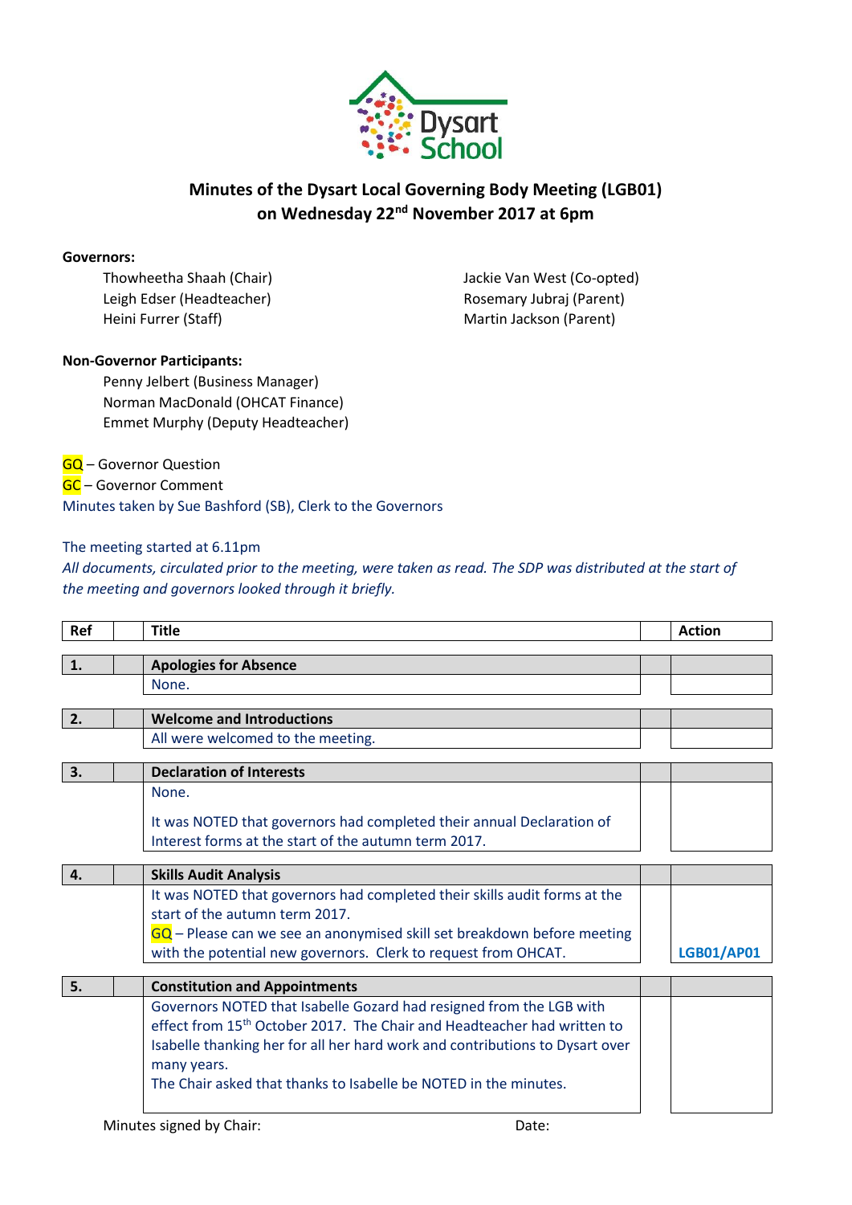# Minutes of the Dysart Local Governing Body Meeting (LGB01)
## on Wednesday 22nd November 2017 at 6pm

**Governors:**

Thowheetha Shaah (Chair)
Leigh Edser (Headteacher)
Heini Furrer (Staff)
Jackie Van West (Co-opted)
Rosemary Jubraj (Parent)
Martin Jackson (Parent)

**Non-Governor Participants:**

Penny Jelbert (Business Manager)
Norman MacDonald (OHCAT Finance)
Emmet Murphy (Deputy Headteacher)

GQ – Governor Question
GC – Governor Comment
Minutes taken by Sue Bashford (SB), Clerk to the Governors

The meeting started at 6.11pm

*All documents, circulated prior to the meeting, were taken as read. The SDP was distributed at the start of the meeting and governors looked through it briefly.*

| Ref | Title | Action |
|---|---|---|
| **1.** | **Apologies for Absence** | |
| | None. | |
| **2.** | **Welcome and Introductions** | |
| | All were welcomed to the meeting. | |
| **3.** | **Declaration of Interests** | |
| | None.<br><br>It was NOTED that governors had completed their annual Declaration of Interest forms at the start of the autumn term 2017. | |
| **4.** | **Skills Audit Analysis** | |
| | It was NOTED that governors had completed their skills audit forms at the start of the autumn term 2017.<br>GQ – Please can we see an anonymised skill set breakdown before meeting with the potential new governors. Clerk to request from OHCAT. | **LGB01/AP01** |
| **5.** | **Constitution and Appointments** | |
| | Governors NOTED that Isabelle Gozard had resigned from the LGB with effect from 15th October 2017. The Chair and Headteacher had written to Isabelle thanking her for all her hard work and contributions to Dysart over many years.<br>The Chair asked that thanks to Isabelle be NOTED in the minutes. | |

Minutes signed by Chair: Date: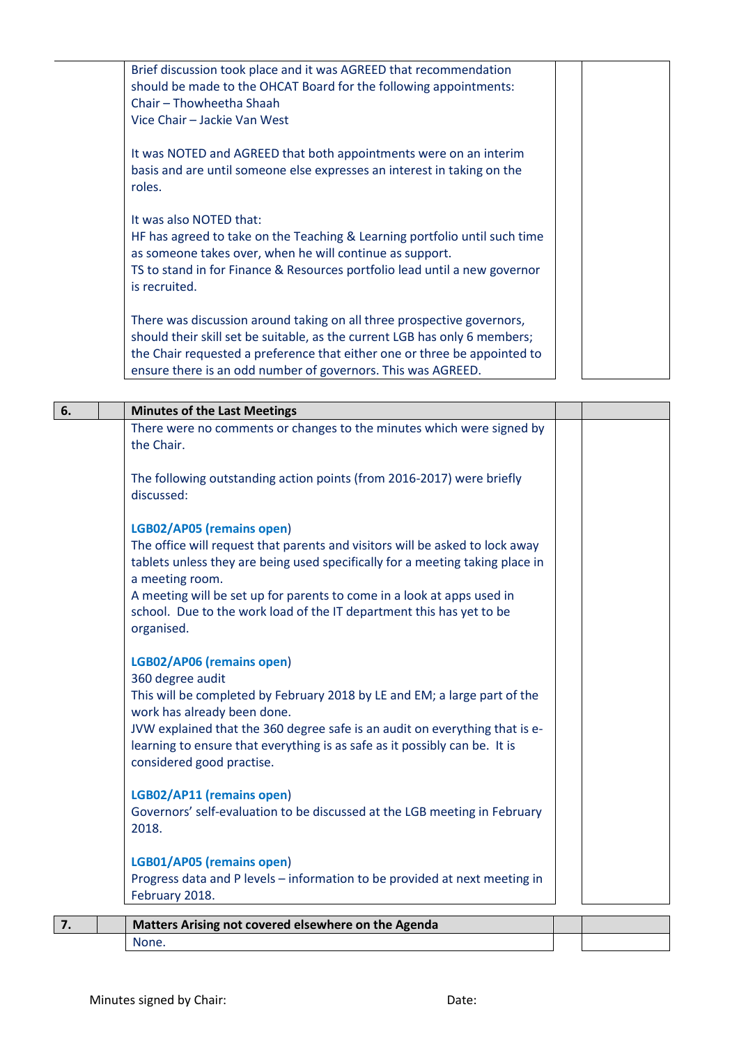Brief discussion took place and it was AGREED that recommendation should be made to the OHCAT Board for the following appointments:
Chair – Thowheetha Shaah
Vice Chair – Jackie Van West

It was NOTED and AGREED that both appointments were on an interim basis and are until someone else expresses an interest in taking on the roles.

It was also NOTED that:
HF has agreed to take on the Teaching & Learning portfolio until such time as someone takes over, when he will continue as support.
TS to stand in for Finance & Resources portfolio lead until a new governor is recruited.

There was discussion around taking on all three prospective governors, should their skill set be suitable, as the current LGB has only 6 members; the Chair requested a preference that either one or three be appointed to ensure there is an odd number of governors. This was AGREED.

| 6. | | **Minutes of the Last Meetings** | | |
|---|---|---|---|---|

There were no comments or changes to the minutes which were signed by the Chair.

The following outstanding action points (from 2016-2017) were briefly discussed:

**LGB02/AP05 (remains open)**
The office will request that parents and visitors will be asked to lock away tablets unless they are being used specifically for a meeting taking place in a meeting room.
A meeting will be set up for parents to come in a look at apps used in school. Due to the work load of the IT department this has yet to be organised.

**LGB02/AP06 (remains open)**
360 degree audit
This will be completed by February 2018 by LE and EM; a large part of the work has already been done.
JVW explained that the 360 degree safe is an audit on everything that is e-learning to ensure that everything is as safe as it possibly can be. It is considered good practise.

**LGB02/AP11 (remains open)**
Governors' self-evaluation to be discussed at the LGB meeting in February 2018.

**LGB01/AP05 (remains open)**
Progress data and P levels – information to be provided at next meeting in February 2018.

| 7. | | **Matters Arising not covered elsewhere on the Agenda** | | |
|---|---|---|---|---|
| | | None. | | |

Minutes signed by Chair: Date: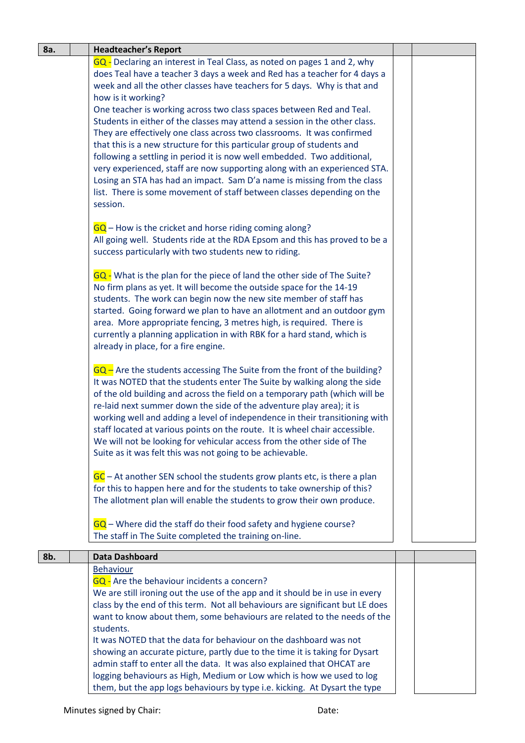| 8a. | | Headteacher's Report | | |
|---|---|---|---|---|
| | | GQ - Declaring an interest in Teal Class, as noted on pages 1 and 2, why does Teal have a teacher 3 days a week and Red has a teacher for 4 days a week and all the other classes have teachers for 5 days. Why is that and how is it working?<br>One teacher is working across two class spaces between Red and Teal. Students in either of the classes may attend a session in the other class. They are effectively one class across two classrooms. It was confirmed that this is a new structure for this particular group of students and following a settling in period it is now well embedded. Two additional, very experienced, staff are now supporting along with an experienced STA. Losing an STA has had an impact. Sam D'a name is missing from the class list. There is some movement of staff between classes depending on the session.<br><br>GQ – How is the cricket and horse riding coming along?<br>All going well. Students ride at the RDA Epsom and this has proved to be a success particularly with two students new to riding.<br><br>GQ - What is the plan for the piece of land the other side of The Suite?<br>No firm plans as yet. It will become the outside space for the 14-19 students. The work can begin now the new site member of staff has started. Going forward we plan to have an allotment and an outdoor gym area. More appropriate fencing, 3 metres high, is required. There is currently a planning application in with RBK for a hard stand, which is already in place, for a fire engine.<br><br>GQ – Are the students accessing The Suite from the front of the building?<br>It was NOTED that the students enter The Suite by walking along the side of the old building and across the field on a temporary path (which will be re-laid next summer down the side of the adventure play area); it is working well and adding a level of independence in their transitioning with staff located at various points on the route. It is wheel chair accessible. We will not be looking for vehicular access from the other side of The Suite as it was felt this was not going to be achievable.<br><br>GC – At another SEN school the students grow plants etc, is there a plan for this to happen here and for the students to take ownership of this?<br>The allotment plan will enable the students to grow their own produce.<br><br>GQ – Where did the staff do their food safety and hygiene course?<br>The staff in The Suite completed the training on-line. | | |

| 8b. | | Data Dashboard | | |
|---|---|---|---|---|
| | | Behaviour<br>GQ - Are the behaviour incidents a concern?<br>We are still ironing out the use of the app and it should be in use in every class by the end of this term. Not all behaviours are significant but LE does want to know about them, some behaviours are related to the needs of the students.<br>It was NOTED that the data for behaviour on the dashboard was not showing an accurate picture, partly due to the time it is taking for Dysart admin staff to enter all the data. It was also explained that OHCAT are logging behaviours as High, Medium or Low which is how we used to log them, but the app logs behaviours by type i.e. kicking. At Dysart the type | | |

Minutes signed by Chair: Date: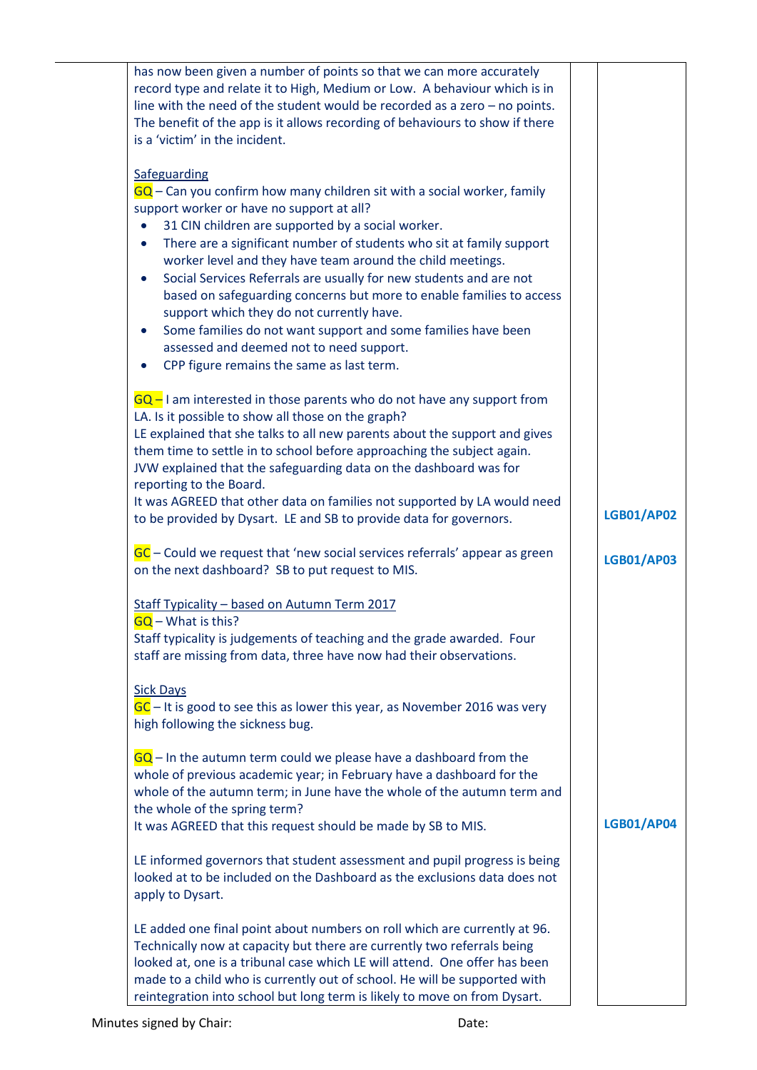| | | | |
|---|---|---|---|
| | has now been given a number of points so that we can more accurately record type and relate it to High, Medium or Low. A behaviour which is in line with the need of the student would be recorded as a zero – no points. The benefit of the app is it allows recording of behaviours to show if there is a 'victim' in the incident.<br><br>Safeguarding<br>GQ – Can you confirm how many children sit with a social worker, family support worker or have no support at all?<br>• 31 CIN children are supported by a social worker.<br>• There are a significant number of students who sit at family support worker level and they have team around the child meetings.<br>• Social Services Referrals are usually for new students and are not based on safeguarding concerns but more to enable families to access support which they do not currently have.<br>• Some families do not want support and some families have been assessed and deemed not to need support.<br>• CPP figure remains the same as last term.<br><br>GQ – I am interested in those parents who do not have any support from LA. Is it possible to show all those on the graph?<br>LE explained that she talks to all new parents about the support and gives them time to settle in to school before approaching the subject again.<br>JVW explained that the safeguarding data on the dashboard was for reporting to the Board.<br>It was AGREED that other data on families not supported by LA would need to be provided by Dysart. LE and SB to provide data for governors.<br><br>GC – Could we request that 'new social services referrals' appear as green on the next dashboard? SB to put request to MIS.<br><br>Staff Typicality – based on Autumn Term 2017<br>GQ – What is this?<br>Staff typicality is judgements of teaching and the grade awarded. Four staff are missing from data, three have now had their observations.<br><br>Sick Days<br>GC – It is good to see this as lower this year, as November 2016 was very high following the sickness bug.<br><br>GQ – In the autumn term could we please have a dashboard from the whole of previous academic year; in February have a dashboard for the whole of the autumn term; in June have the whole of the autumn term and the whole of the spring term?<br>It was AGREED that this request should be made by SB to MIS.<br><br>LE informed governors that student assessment and pupil progress is being looked at to be included on the Dashboard as the exclusions data does not apply to Dysart.<br><br>LE added one final point about numbers on roll which are currently at 96. Technically now at capacity but there are currently two referrals being looked at, one is a tribunal case which LE will attend. One offer has been made to a child who is currently out of school. He will be supported with reintegration into school but long term is likely to move on from Dysart. | | **LGB01/AP02**<br><br>**LGB01/AP03**<br><br>**LGB01/AP04** |

Minutes signed by Chair: Date: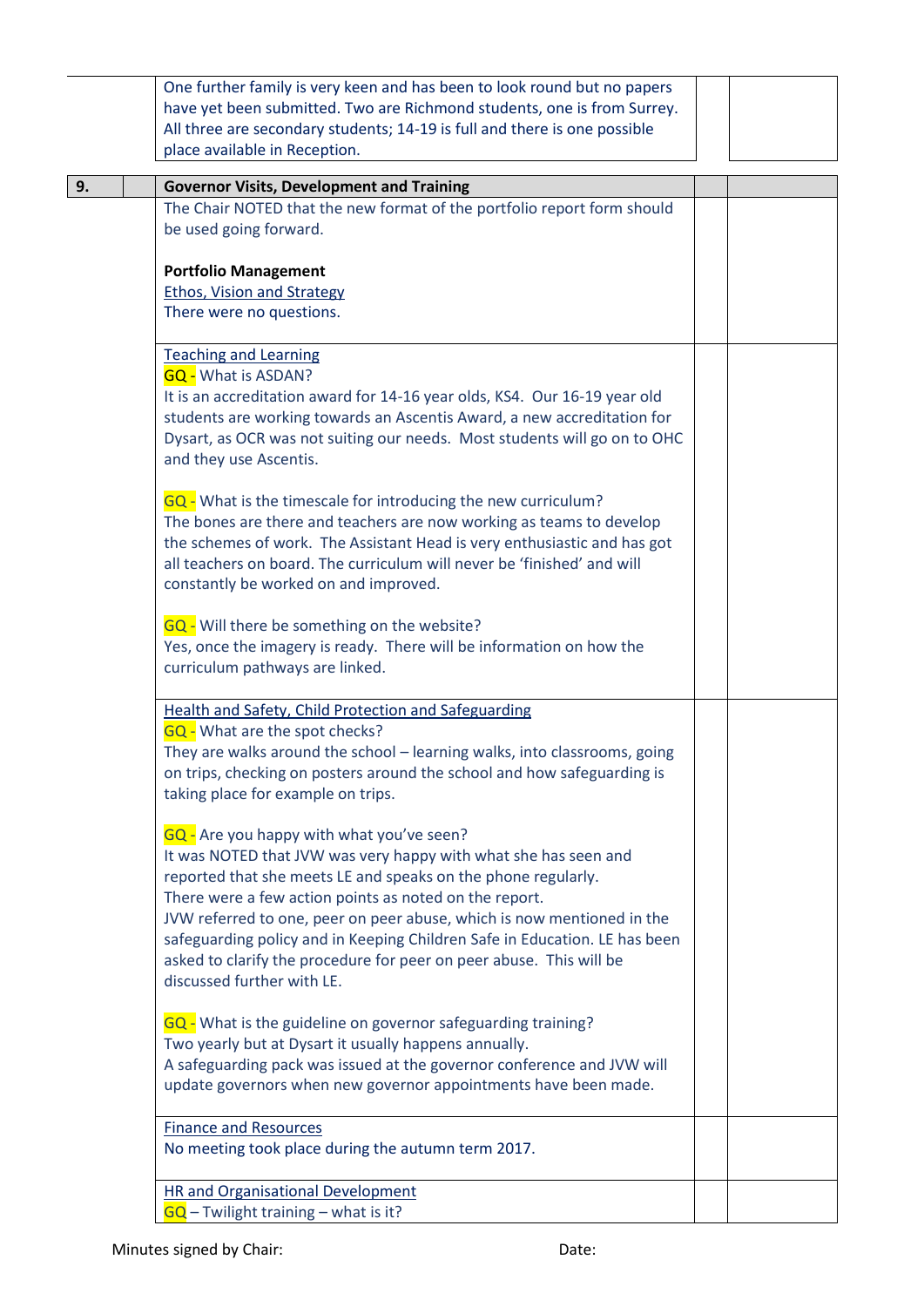One further family is very keen and has been to look round but no papers have yet been submitted. Two are Richmond students, one is from Surrey. All three are secondary students; 14-19 is full and there is one possible place available in Reception.

## 9. Governor Visits, Development and Training

The Chair NOTED that the new format of the portfolio report form should be used going forward.

**Portfolio Management**

Ethos, Vision and Strategy
There were no questions.

Teaching and Learning
GQ - What is ASDAN?
It is an accreditation award for 14-16 year olds, KS4. Our 16-19 year old students are working towards an Ascentis Award, a new accreditation for Dysart, as OCR was not suiting our needs. Most students will go on to OHC and they use Ascentis.

GQ - What is the timescale for introducing the new curriculum?
The bones are there and teachers are now working as teams to develop the schemes of work. The Assistant Head is very enthusiastic and has got all teachers on board. The curriculum will never be 'finished' and will constantly be worked on and improved.

GQ - Will there be something on the website?
Yes, once the imagery is ready. There will be information on how the curriculum pathways are linked.

Health and Safety, Child Protection and Safeguarding
GQ - What are the spot checks?
They are walks around the school – learning walks, into classrooms, going on trips, checking on posters around the school and how safeguarding is taking place for example on trips.

GQ - Are you happy with what you've seen?
It was NOTED that JVW was very happy with what she has seen and reported that she meets LE and speaks on the phone regularly.
There were a few action points as noted on the report.
JVW referred to one, peer on peer abuse, which is now mentioned in the safeguarding policy and in Keeping Children Safe in Education. LE has been asked to clarify the procedure for peer on peer abuse. This will be discussed further with LE.

GQ - What is the guideline on governor safeguarding training?
Two yearly but at Dysart it usually happens annually.
A safeguarding pack was issued at the governor conference and JVW will update governors when new governor appointments have been made.

Finance and Resources
No meeting took place during the autumn term 2017.

HR and Organisational Development
GQ – Twilight training – what is it?

Minutes signed by Chair: Date: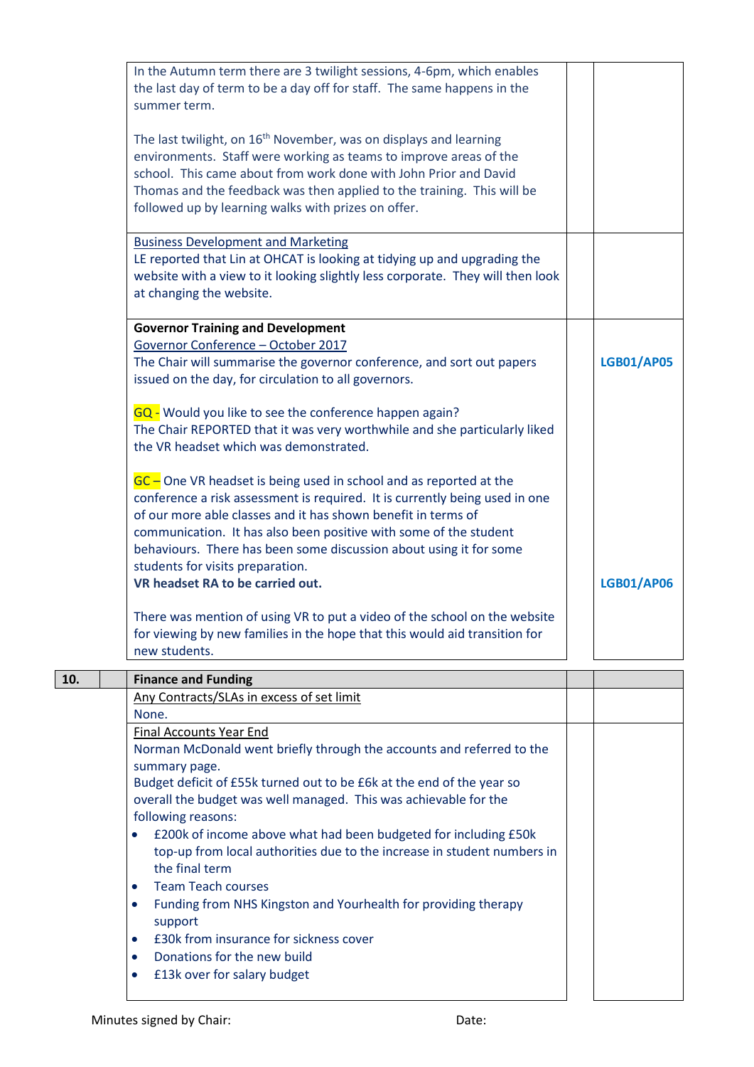| | | | | |
|---|---|---|---|---|
| | | In the Autumn term there are 3 twilight sessions, 4-6pm, which enables the last day of term to be a day off for staff. The same happens in the summer term.<br><br>The last twilight, on 16th November, was on displays and learning environments. Staff were working as teams to improve areas of the school. This came about from work done with John Prior and David Thomas and the feedback was then applied to the training. This will be followed up by learning walks with prizes on offer. | | |
| | | Business Development and Marketing<br>LE reported that Lin at OHCAT is looking at tidying up and upgrading the website with a view to it looking slightly less corporate. They will then look at changing the website. | | |
| | | **Governor Training and Development**<br>Governor Conference – October 2017<br>The Chair will summarise the governor conference, and sort out papers issued on the day, for circulation to all governors.<br><br>GQ - Would you like to see the conference happen again?<br>The Chair REPORTED that it was very worthwhile and she particularly liked the VR headset which was demonstrated.<br><br>GC – One VR headset is being used in school and as reported at the conference a risk assessment is required. It is currently being used in one of our more able classes and it has shown benefit in terms of communication. It has also been positive with some of the student behaviours. There has been some discussion about using it for some students for visits preparation.<br>**VR headset RA to be carried out.**<br><br>There was mention of using VR to put a video of the school on the website for viewing by new families in the hope that this would aid transition for new students. | | **LGB01/AP05**<br><br>**LGB01/AP06** |
| **10.** | | **Finance and Funding** | | |
| | | Any Contracts/SLAs in excess of set limit<br>None. | | |
| | | Final Accounts Year End<br>Norman McDonald went briefly through the accounts and referred to the summary page.<br>Budget deficit of £55k turned out to be £6k at the end of the year so overall the budget was well managed. This was achievable for the following reasons:<br>• £200k of income above what had been budgeted for including £50k top-up from local authorities due to the increase in student numbers in the final term<br>• Team Teach courses<br>• Funding from NHS Kingston and Yourhealth for providing therapy support<br>• £30k from insurance for sickness cover<br>• Donations for the new build<br>• £13k over for salary budget | | |

Minutes signed by Chair: Date: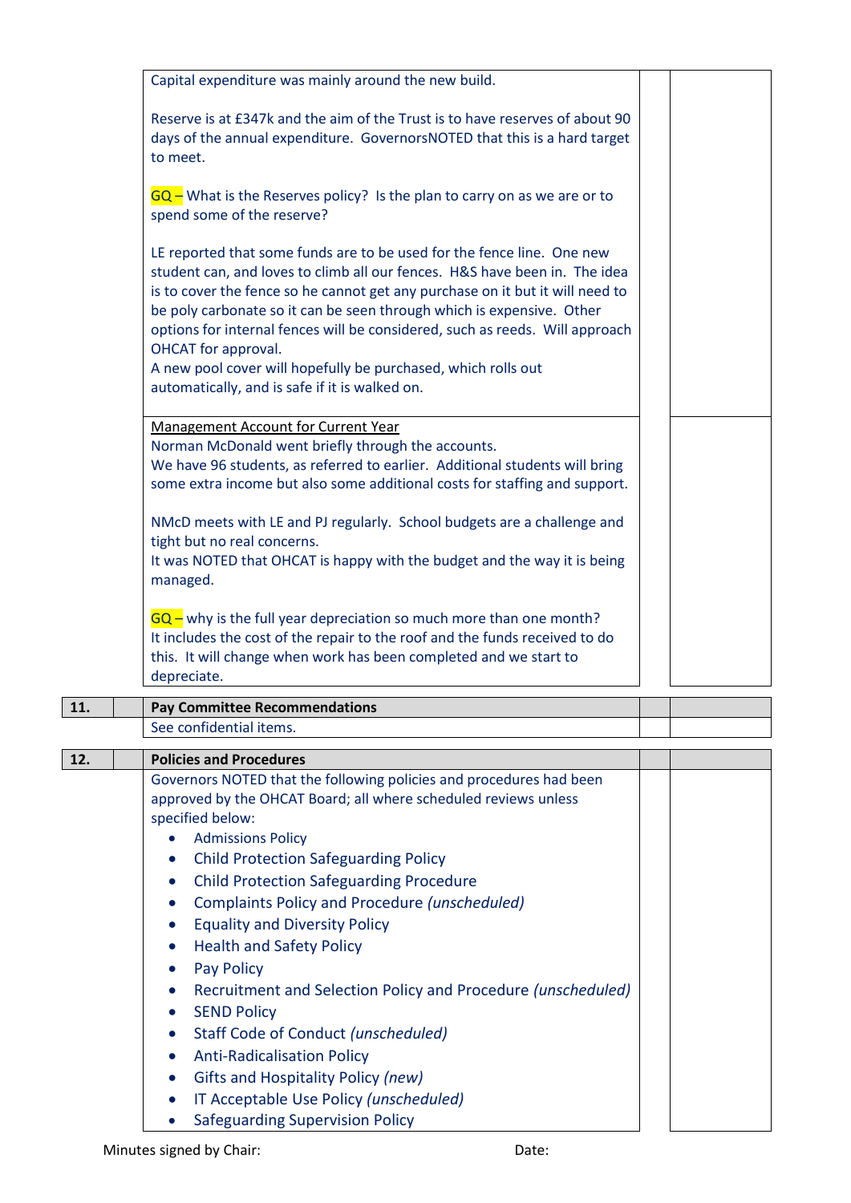Capital expenditure was mainly around the new build.

Reserve is at £347k and the aim of the Trust is to have reserves of about 90 days of the annual expenditure. GovernorsNOTED that this is a hard target to meet.

GQ – What is the Reserves policy? Is the plan to carry on as we are or to spend some of the reserve?

LE reported that some funds are to be used for the fence line. One new student can, and loves to climb all our fences. H&S have been in. The idea is to cover the fence so he cannot get any purchase on it but it will need to be poly carbonate so it can be seen through which is expensive. Other options for internal fences will be considered, such as reeds. Will approach OHCAT for approval.
A new pool cover will hopefully be purchased, which rolls out automatically, and is safe if it is walked on.

Management Account for Current Year
Norman McDonald went briefly through the accounts.
We have 96 students, as referred to earlier. Additional students will bring some extra income but also some additional costs for staffing and support.

NMcD meets with LE and PJ regularly. School budgets are a challenge and tight but no real concerns.
It was NOTED that OHCAT is happy with the budget and the way it is being managed.

GQ – why is the full year depreciation so much more than one month?
It includes the cost of the repair to the roof and the funds received to do this. It will change when work has been completed and we start to depreciate.

## 11. Pay Committee Recommendations

See confidential items.

## 12. Policies and Procedures

Governors NOTED that the following policies and procedures had been approved by the OHCAT Board; all where scheduled reviews unless specified below:

- Admissions Policy
- Child Protection Safeguarding Policy
- Child Protection Safeguarding Procedure
- Complaints Policy and Procedure *(unscheduled)*
- Equality and Diversity Policy
- Health and Safety Policy
- Pay Policy
- Recruitment and Selection Policy and Procedure *(unscheduled)*
- SEND Policy
- Staff Code of Conduct *(unscheduled)*
- Anti-Radicalisation Policy
- Gifts and Hospitality Policy *(new)*
- IT Acceptable Use Policy *(unscheduled)*
- Safeguarding Supervision Policy

Minutes signed by Chair: Date: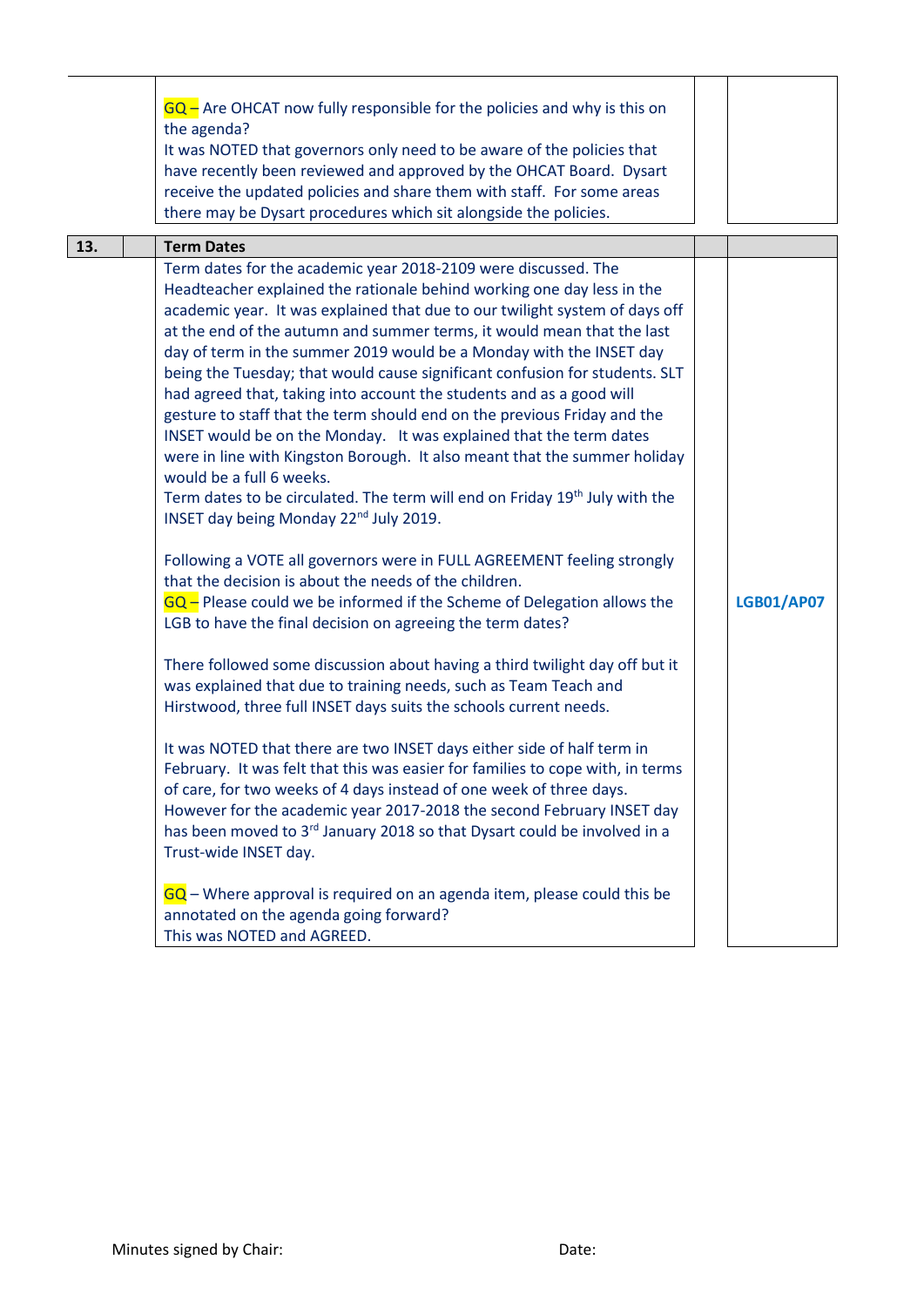| | | | | |
|---|---|---|---|---|
| | | GQ – Are OHCAT now fully responsible for the policies and why is this on the agenda?<br>It was NOTED that governors only need to be aware of the policies that have recently been reviewed and approved by the OHCAT Board. Dysart receive the updated policies and share them with staff. For some areas there may be Dysart procedures which sit alongside the policies. | | |
| **13.** | | **Term Dates** | | |
| | | Term dates for the academic year 2018-2109 were discussed. The Headteacher explained the rationale behind working one day less in the academic year. It was explained that due to our twilight system of days off at the end of the autumn and summer terms, it would mean that the last day of term in the summer 2019 would be a Monday with the INSET day being the Tuesday; that would cause significant confusion for students. SLT had agreed that, taking into account the students and as a good will gesture to staff that the term should end on the previous Friday and the INSET would be on the Monday. It was explained that the term dates were in line with Kingston Borough. It also meant that the summer holiday would be a full 6 weeks.<br>Term dates to be circulated. The term will end on Friday 19th July with the INSET day being Monday 22nd July 2019.<br><br>Following a VOTE all governors were in FULL AGREEMENT feeling strongly that the decision is about the needs of the children.<br>GQ – Please could we be informed if the Scheme of Delegation allows the LGB to have the final decision on agreeing the term dates?<br><br>There followed some discussion about having a third twilight day off but it was explained that due to training needs, such as Team Teach and Hirstwood, three full INSET days suits the schools current needs.<br><br>It was NOTED that there are two INSET days either side of half term in February. It was felt that this was easier for families to cope with, in terms of care, for two weeks of 4 days instead of one week of three days. However for the academic year 2017-2018 the second February INSET day has been moved to 3rd January 2018 so that Dysart could be involved in a Trust-wide INSET day.<br><br>GQ – Where approval is required on an agenda item, please could this be annotated on the agenda going forward?<br>This was NOTED and AGREED. | | **LGB01/AP07** |

Minutes signed by Chair: Date: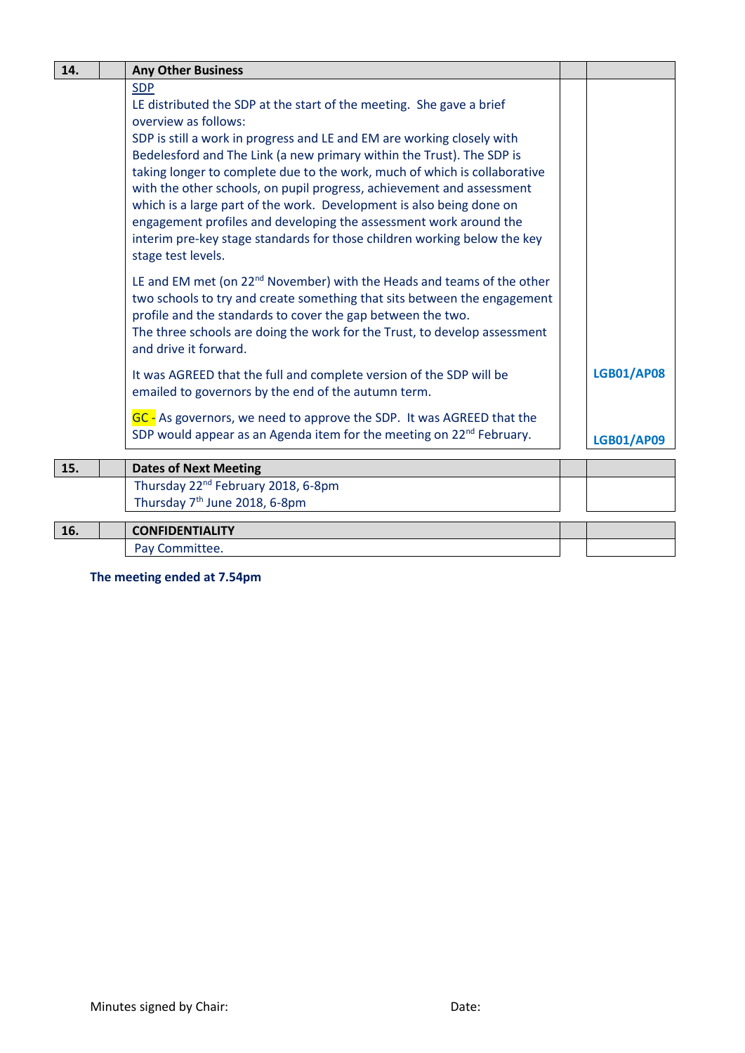| 14. | | Any Other Business | | |
|---|---|---|---|---|
| | | SDP<br>LE distributed the SDP at the start of the meeting. She gave a brief overview as follows:<br>SDP is still a work in progress and LE and EM are working closely with Bedelesford and The Link (a new primary within the Trust). The SDP is taking longer to complete due to the work, much of which is collaborative with the other schools, on pupil progress, achievement and assessment which is a large part of the work. Development is also being done on engagement profiles and developing the assessment work around the interim pre-key stage standards for those children working below the key stage test levels.<br><br>LE and EM met (on 22nd November) with the Heads and teams of the other two schools to try and create something that sits between the engagement profile and the standards to cover the gap between the two.<br>The three schools are doing the work for the Trust, to develop assessment and drive it forward.<br><br>It was AGREED that the full and complete version of the SDP will be emailed to governors by the end of the autumn term.<br><br>GC - As governors, we need to approve the SDP. It was AGREED that the SDP would appear as an Agenda item for the meeting on 22nd February. | | LGB01/AP08<br><br><br>LGB01/AP09 |

| 15. | | Dates of Next Meeting | | |
|---|---|---|---|---|
| | | Thursday 22nd February 2018, 6-8pm<br>Thursday 7th June 2018, 6-8pm | | |

| 16. | | CONFIDENTIALITY | | |
|---|---|---|---|---|
| | | Pay Committee. | | |

**The meeting ended at 7.54pm**

Minutes signed by Chair: Date: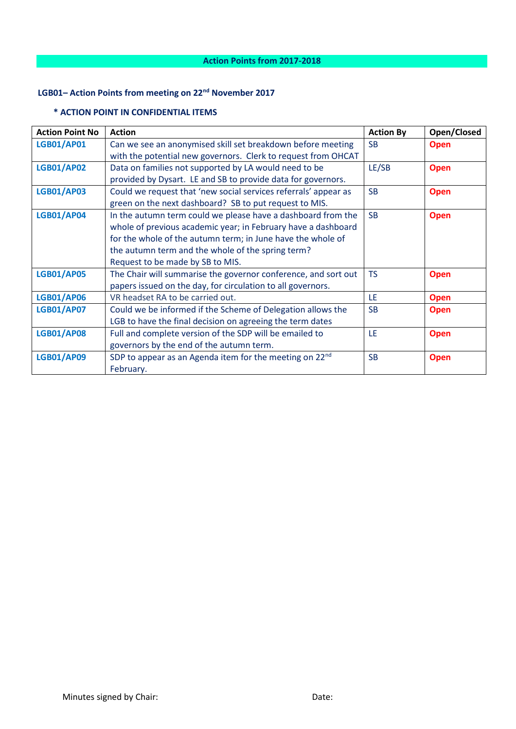## Action Points from 2017-2018

### LGB01– Action Points from meeting on 22nd November 2017

**\* ACTION POINT IN CONFIDENTIAL ITEMS**

| Action Point No | Action | Action By | Open/Closed |
|---|---|---|---|
| **LGB01/AP01** | Can we see an anonymised skill set breakdown before meeting with the potential new governors. Clerk to request from OHCAT | SB | **Open** |
| **LGB01/AP02** | Data on families not supported by LA would need to be provided by Dysart. LE and SB to provide data for governors. | LE/SB | **Open** |
| **LGB01/AP03** | Could we request that 'new social services referrals' appear as green on the next dashboard? SB to put request to MIS. | SB | **Open** |
| **LGB01/AP04** | In the autumn term could we please have a dashboard from the whole of previous academic year; in February have a dashboard for the whole of the autumn term; in June have the whole of the autumn term and the whole of the spring term? Request to be made by SB to MIS. | SB | **Open** |
| **LGB01/AP05** | The Chair will summarise the governor conference, and sort out papers issued on the day, for circulation to all governors. | TS | **Open** |
| **LGB01/AP06** | VR headset RA to be carried out. | LE | **Open** |
| **LGB01/AP07** | Could we be informed if the Scheme of Delegation allows the LGB to have the final decision on agreeing the term dates | SB | **Open** |
| **LGB01/AP08** | Full and complete version of the SDP will be emailed to governors by the end of the autumn term. | LE | **Open** |
| **LGB01/AP09** | SDP to appear as an Agenda item for the meeting on 22nd February. | SB | **Open** |

Minutes signed by Chair: Date: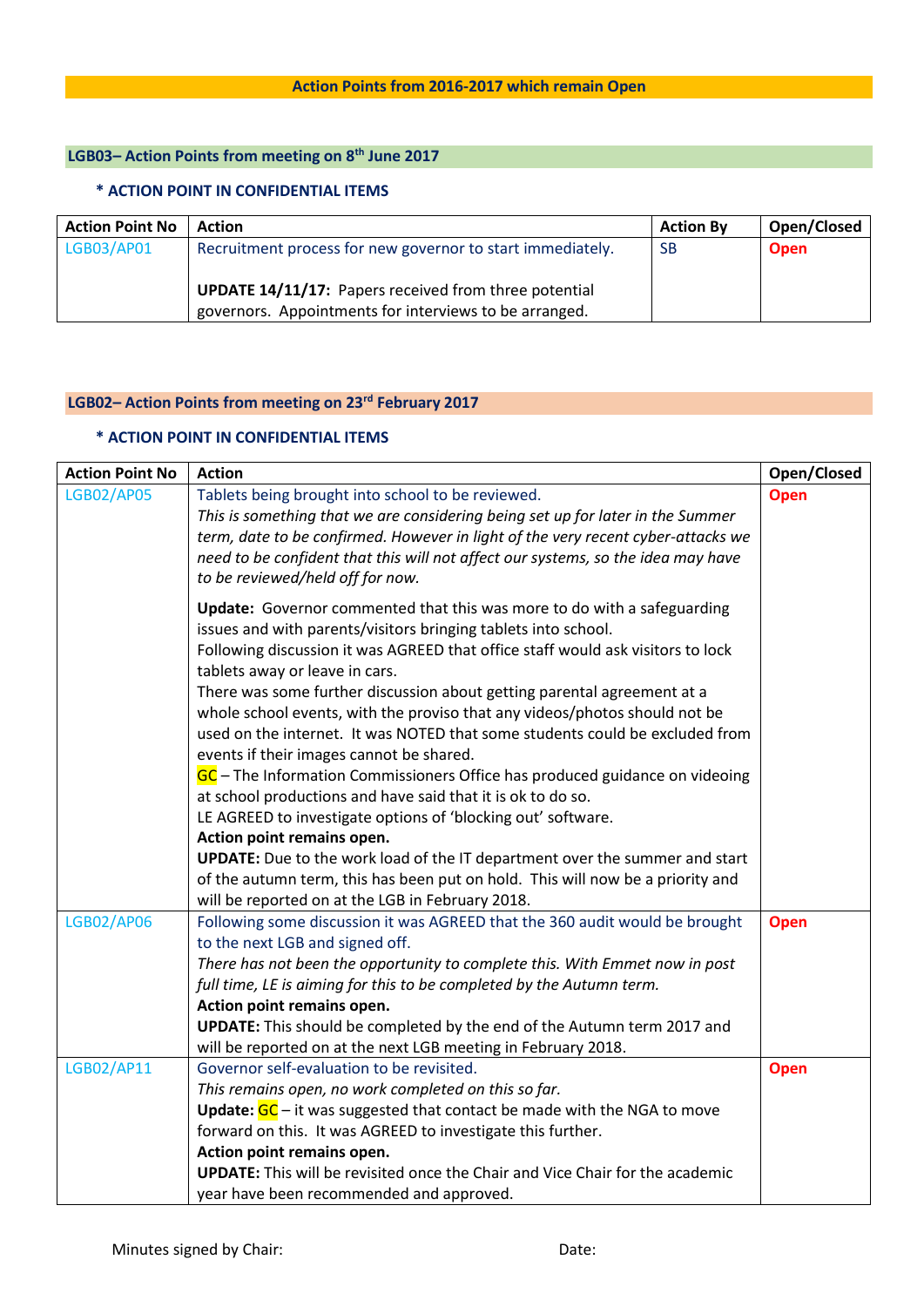## Action Points from 2016-2017 which remain Open

### LGB03– Action Points from meeting on 8th June 2017

**\* ACTION POINT IN CONFIDENTIAL ITEMS**

| Action Point No | Action | Action By | Open/Closed |
|---|---|---|---|
| LGB03/AP01 | Recruitment process for new governor to start immediately.<br><br>**UPDATE 14/11/17:** Papers received from three potential governors. Appointments for interviews to be arranged. | SB | **Open** |

### LGB02– Action Points from meeting on 23rd February 2017

**\* ACTION POINT IN CONFIDENTIAL ITEMS**

| Action Point No | Action | Open/Closed |
|---|---|---|
| LGB02/AP05 | Tablets being brought into school to be reviewed.<br>*This is something that we are considering being set up for later in the Summer term, date to be confirmed. However in light of the very recent cyber-attacks we need to be confident that this will not affect our systems, so the idea may have to be reviewed/held off for now.*<br><br>**Update:** Governor commented that this was more to do with a safeguarding issues and with parents/visitors bringing tablets into school.<br>Following discussion it was AGREED that office staff would ask visitors to lock tablets away or leave in cars.<br>There was some further discussion about getting parental agreement at a whole school events, with the proviso that any videos/photos should not be used on the internet. It was NOTED that some students could be excluded from events if their images cannot be shared.<br>GC – The Information Commissioners Office has produced guidance on videoing at school productions and have said that it is ok to do so.<br>LE AGREED to investigate options of 'blocking out' software.<br>**Action point remains open.**<br>**UPDATE:** Due to the work load of the IT department over the summer and start of the autumn term, this has been put on hold. This will now be a priority and will be reported on at the LGB in February 2018. | **Open** |
| LGB02/AP06 | Following some discussion it was AGREED that the 360 audit would be brought to the next LGB and signed off.<br>*There has not been the opportunity to complete this. With Emmet now in post full time, LE is aiming for this to be completed by the Autumn term.*<br>**Action point remains open.**<br>**UPDATE:** This should be completed by the end of the Autumn term 2017 and will be reported on at the next LGB meeting in February 2018. | **Open** |
| LGB02/AP11 | Governor self-evaluation to be revisited.<br>*This remains open, no work completed on this so far.*<br>**Update:** GC – it was suggested that contact be made with the NGA to move forward on this. It was AGREED to investigate this further.<br>**Action point remains open.**<br>**UPDATE:** This will be revisited once the Chair and Vice Chair for the academic year have been recommended and approved. | **Open** |

Minutes signed by Chair: Date: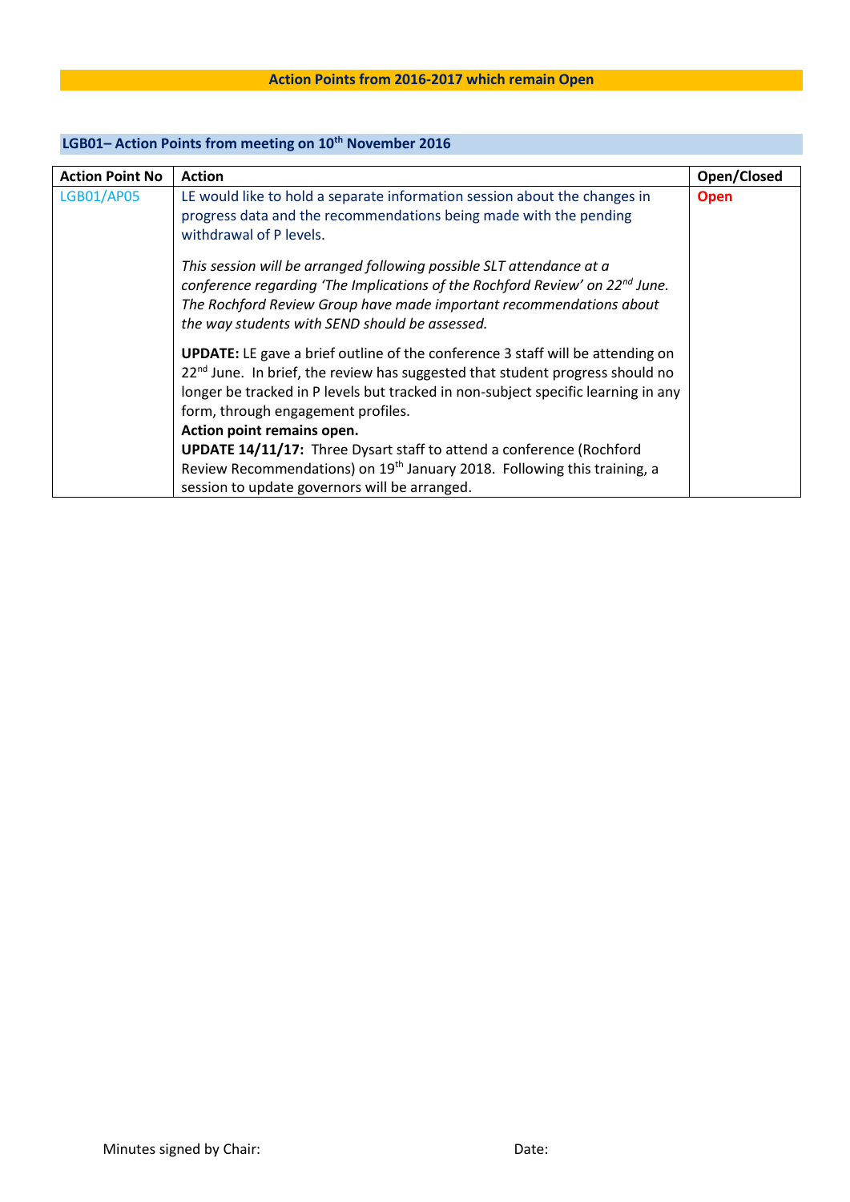## Action Points from 2016-2017 which remain Open

### LGB01– Action Points from meeting on 10th November 2016

| Action Point No | Action | Open/Closed |
|---|---|---|
| LGB01/AP05 | LE would like to hold a separate information session about the changes in progress data and the recommendations being made with the pending withdrawal of P levels.<br><br>*This session will be arranged following possible SLT attendance at a conference regarding 'The Implications of the Rochford Review' on 22nd June. The Rochford Review Group have made important recommendations about the way students with SEND should be assessed.*<br><br>**UPDATE:** LE gave a brief outline of the conference 3 staff will be attending on 22nd June. In brief, the review has suggested that student progress should no longer be tracked in P levels but tracked in non-subject specific learning in any form, through engagement profiles.<br>**Action point remains open.**<br>**UPDATE 14/11/17:** Three Dysart staff to attend a conference (Rochford Review Recommendations) on 19th January 2018. Following this training, a session to update governors will be arranged. | **Open** |

Minutes signed by Chair: Date: